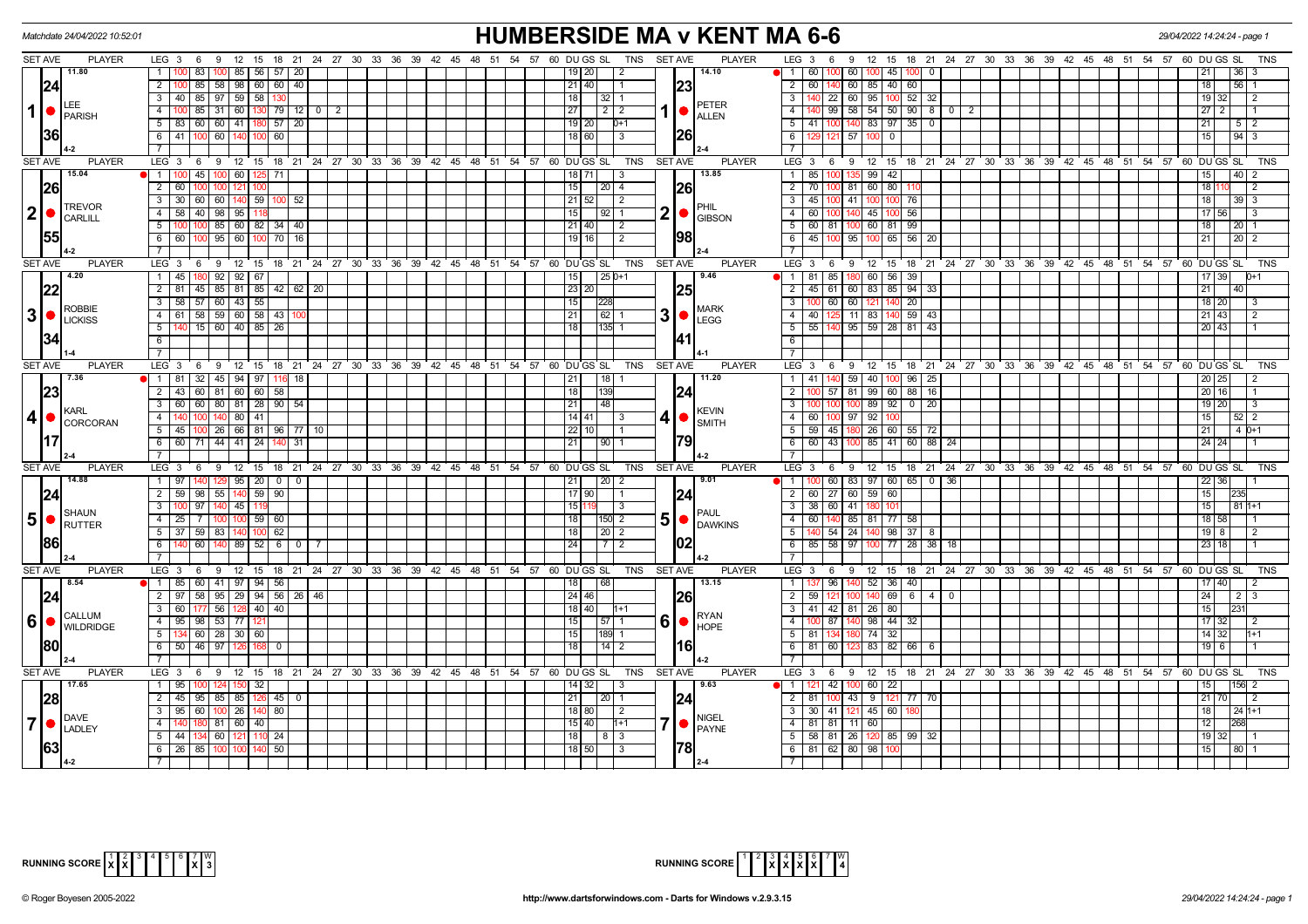Matchdate 24/04/2022 10:52:01

# HUMBERSIDE MA v KENT MA 6-6

## Set 1: LEE PARISH (24.36, 4-2) v PETER ALLEN (23.26, 2-4)

| LEG | LEE PARISH scores | DU | GS | SL | TNS | PETER ALLEN scores | DU | GS | SL | TNS |
|---|---|---|---|---|---|---|---|---|---|---|
| 1 | 100 83 100 85 56 57 20 | 19 | 20 | | 2 | 60 100 60 100 45 100 0 | 21 | | 36 | 3 |
| 2 | 100 85 58 98 60 60 40 | 21 | 40 | | 1 | 60 140 60 85 40 60 | 18 | | 56 | 1 |
| 3 | 40 85 97 59 58 130 | 18 | | 32 | 1 | 140 22 60 95 100 52 32 | 19 | 32 | | 2 |
| 4 | 100 85 31 60 130 79 12 0 2 | 27 | | 2 | 2 | 140 99 58 54 50 90 8 0 2 | 27 | 2 | | 1 |
| 5 | 83 60 60 41 180 57 20 | 19 | 20 | | 0+1 | 41 100 140 83 97 35 0 | 21 | | 5 | 2 |
| 6 | 41 100 60 140 100 60 | 18 | 60 | | 3 | 129 121 57 100 0 | 15 | | 94 | 3 |

Averages: LEE PARISH 11.80; PETER ALLEN 14.10

## Set 2: TREVOR CARLILL (26.55, 4-2) v PHIL GIBSON (26.98, 2-4)

| LEG | TREVOR CARLILL scores | DU | GS | SL | TNS | PHIL GIBSON scores | DU | GS | SL | TNS |
|---|---|---|---|---|---|---|---|---|---|---|
| 1 | 100 45 100 60 125 71 | 18 | 71 | | 3 | 85 100 135 99 42 | 15 | | 40 | 2 |
| 2 | 60 100 100 121 100 | 15 | | 20 | 4 | 70 100 81 60 80 110 | 18 | 110 | | 2 |
| 3 | 30 60 60 140 59 100 52 | 21 | 52 | | 2 | 45 100 41 100 100 76 | 18 | | 39 | 3 |
| 4 | 58 40 98 95 118 | 15 | | 92 | 1 | 60 100 140 45 100 56 | 17 | 56 | | 3 |
| 5 | 100 100 85 60 82 34 40 | 21 | 40 | | 2 | 60 81 100 60 81 99 | 18 | | 20 | 1 |
| 6 | 60 100 95 60 100 70 16 | 19 | 16 | | 2 | 45 100 95 100 65 56 20 | 21 | | 20 | 2 |

Averages: TREVOR CARLILL 15.04; PHIL GIBSON 13.85

## Set 3: ROBBIE LICKISS (22.34, 1-4) v MARK LEGG (25.41, 4-1)

| LEG | ROBBIE LICKISS scores | DU | GS | SL | TNS | MARK LEGG scores | DU | GS | SL | TNS |
|---|---|---|---|---|---|---|---|---|---|---|
| 1 | 45 180 92 92 67 | 15 | | 25 | 0+1 | 81 85 180 60 56 39 | 17 | 39 | | 0+1 |
| 2 | 81 45 85 81 85 42 62 20 | 23 | 20 | | | 45 61 60 83 85 94 33 | 21 | | 40 | |
| 3 | 58 57 60 43 55 | 15 | | 228 | | 100 60 60 121 140 20 | 18 | 20 | | 3 |
| 4 | 61 58 59 60 58 43 100 | 21 | | 62 | 1 | 40 125 11 83 140 59 43 | 21 | 43 | | 2 |
| 5 | 140 15 60 40 85 26 | 18 | | 135 | 1 | 55 140 95 59 28 81 43 | 20 | 43 | | 1 |

Averages: ROBBIE LICKISS 4.20; MARK LEGG 9.46

## Set 4: KARL CORCORAN (23.17, 2-4) v KEVIN SMITH (24.79, 4-2)

| LEG | KARL CORCORAN scores | DU | GS | SL | TNS | KEVIN SMITH scores | DU | GS | SL | TNS |
|---|---|---|---|---|---|---|---|---|---|---|
| 1 | 81 32 45 94 97 116 18 | 21 | | 18 | 1 | 41 140 59 40 100 96 25 | 20 | 25 | | 2 |
| 2 | 43 60 81 60 60 58 | 18 | | 139 | | 100 57 81 99 60 88 16 | 20 | 16 | | 1 |
| 3 | 60 60 80 81 28 90 54 | 21 | | 48 | | 100 100 100 89 92 0 20 | 19 | 20 | | 3 |
| 4 | 140 100 140 80 41 | 14 | 41 | | 3 | 60 100 97 92 100 | 15 | | 52 | 2 |
| 5 | 45 100 26 66 81 96 77 10 | 22 | 10 | | 1 | 59 45 180 26 60 55 72 | 21 | | 4 | 0+1 |
| 6 | 60 71 44 41 24 140 31 | 21 | | 90 | 1 | 60 43 100 85 41 60 88 24 | 24 | 24 | | 1 |

Averages: KARL CORCORAN 7.36; KEVIN SMITH 11.20

## Set 5: SHAUN RUTTER (24.86, 2-4) v PAUL DAWKINS (24.02, 4-2)

| LEG | SHAUN RUTTER scores | DU | GS | SL | TNS | PAUL DAWKINS scores | DU | GS | SL | TNS |
|---|---|---|---|---|---|---|---|---|---|---|
| 1 | 97 140 129 95 20 0 0 | 21 | | 20 | 2 | 100 60 83 97 60 65 0 36 | 22 | 36 | | 1 |
| 2 | 59 98 55 140 59 90 | 17 | 90 | | 1 | 60 27 60 59 60 | 15 | | 235 | |
| 3 | 100 97 140 45 119 | 15 | 119 | | 3 | 38 60 41 180 101 | 15 | | 81 | 1+1 |
| 4 | 25 7 100 100 59 60 | 18 | | 150 | 2 | 60 140 85 81 77 58 | 18 | 58 | | 1 |
| 5 | 37 59 83 140 100 62 | 18 | | 20 | 2 | 140 54 24 140 98 37 8 | 19 | 8 | | 2 |
| 6 | 140 60 140 89 52 6 0 7 | 24 | | 7 | 2 | 85 58 97 100 77 28 38 18 | 23 | 18 | | 1 |

Averages: SHAUN RUTTER 14.88; PAUL DAWKINS 9.01

## Set 6: CALLUM WILDRIDGE (24.80, 2-4) v RYAN HOPE (26.16, 4-2)

| LEG | CALLUM WILDRIDGE scores | DU | GS | SL | TNS | RYAN HOPE scores | DU | GS | SL | TNS |
|---|---|---|---|---|---|---|---|---|---|---|
| 1 | 85 60 41 97 94 56 | 18 | | 68 | | 137 96 140 52 36 40 | 17 | 40 | | 2 |
| 2 | 97 58 95 29 94 56 26 46 | 24 | 46 | | | 59 121 100 140 69 6 4 0 | 24 | | 2 | 3 |
| 3 | 60 177 56 126 40 40 | 18 | 40 | | 1+1 | 41 42 81 26 80 | 15 | | 231 | |
| 4 | 95 98 53 77 121 | 15 | | 57 | 1 | 100 87 140 98 44 32 | 17 | 32 | | 2 |
| 5 | 134 60 28 30 60 | 15 | | 189 | 1 | 81 134 180 74 32 | 14 | 32 | | 1+1 |
| 6 | 50 46 97 126 168 0 | 18 | | 14 | 2 | 81 60 123 83 82 66 6 | 19 | 6 | | 1 |

Averages: CALLUM WILDRIDGE 8.54; RYAN HOPE 13.15

## Set 7: DAVE LADLEY (28.63, 4-2) v NIGEL PAYNE (24.78, 2-4)

| LEG | DAVE LADLEY scores | DU | GS | SL | TNS | NIGEL PAYNE scores | DU | GS | SL | TNS |
|---|---|---|---|---|---|---|---|---|---|---|
| 1 | 95 100 124 150 32 | 14 | 32 | | 3 | 121 42 100 60 22 | 15 | | 156 | 2 |
| 2 | 45 95 85 85 126 45 0 | 21 | | 20 | 1 | 81 100 43 9 121 77 70 | 21 | 70 | | 2 |
| 3 | 95 60 100 26 140 80 | 18 | 80 | | 2 | 30 41 121 45 60 180 | 18 | | 24 | 1+1 |
| 4 | 140 180 81 60 40 | 15 | 40 | | 1+1 | 81 81 11 60 | 12 | | 268 | |
| 5 | 44 134 60 121 110 24 | 18 | | 8 | 3 | 58 81 26 120 85 99 32 | 19 | 32 | | 1 |
| 6 | 26 85 100 100 140 50 | 18 | 50 | | 3 | 81 62 80 98 100 | 15 | | 80 | 1 |

Averages: DAVE LADLEY 17.65; NIGEL PAYNE 9.63

| RUNNING SCORE | 1 | 2 | 3 | 4 | 5 | 6 | 7 | W |
|---|---|---|---|---|---|---|---|---|
| HUMBERSIDE MA | X | X | | | | | X | 3 |
| KENT MA | | | X | X | X | X | | 4 |

© Roger Boyesen 2005-2022 · http://www.dartsforwindows.com - Darts for Windows v.2.9.3.15 · 29/04/2022 14:24:24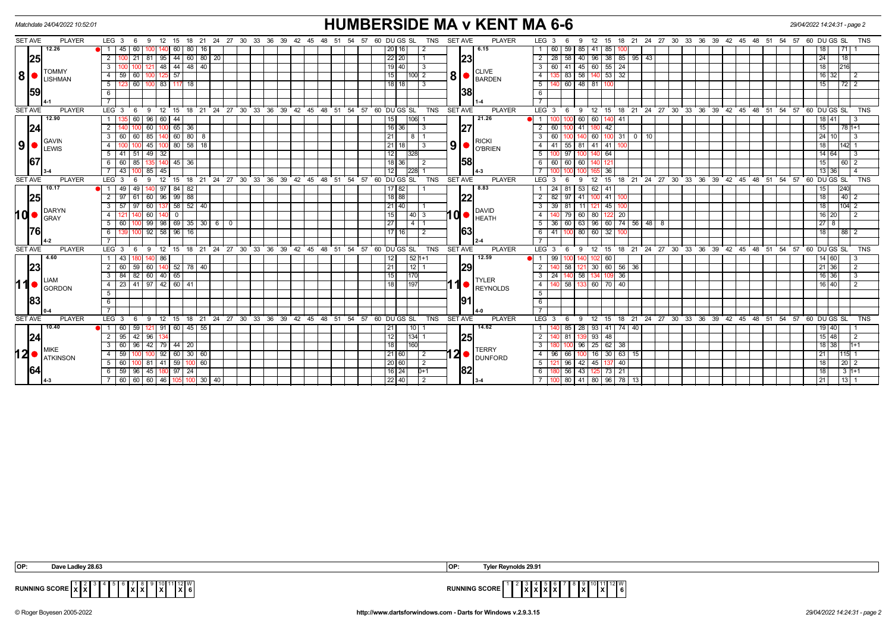Matchdate 24/04/2022 10:52:01

# HUMBERSIDE MA v KENT MA 6-6

29/04/2022 14:24:31 - page 2

## Set 8

| SET AVE | PLAYER | LEG | 3 | 6 | 9 | 12 | 15 | 18 | 21 | 24 | DU | GS | SL | TNS |
|---|---|---|---|---|---|---|---|---|---|---|---|---|---|---|
| 12.26 / 25.59 | 8 TOMMY LISHMAN (4-1) | 1 | 45 | 60 | 100 | 140 | 60 | 80 | 16 | | 20 | 16 | | 2 |
| | | 2 | 100 | 21 | 81 | 95 | 44 | 60 | 80 | 20 | 22 | 20 | | 1 |
| | | 3 | 100 | 100 | 121 | 48 | 44 | 48 | 40 | | 19 | 40 | | 3 |
| | | 4 | 59 | 60 | 100 | 125 | 57 | | | | 15 | | 100 | 2 |
| | | 5 | 123 | 60 | 100 | 83 | 117 | 18 | | | 18 | 18 | | 3 |

| SET AVE | PLAYER | LEG | 3 | 6 | 9 | 12 | 15 | 18 | 21 | 24 | 27 | DU | GS | SL | TNS |
|---|---|---|---|---|---|---|---|---|---|---|---|---|---|---|---|
| 6.15 / 23.38 | 8 CLIVE BARDEN (1-4) | 1 | 60 | 59 | 85 | 41 | 85 | 100 | | | | 18 | | 71 | 1 |
| | | 2 | 28 | 58 | 40 | 96 | 38 | 85 | 95 | 43 | | 24 | | 18 | |
| | | 3 | 60 | 41 | 45 | 60 | 55 | 24 | | | | 18 | | 216 | |
| | | 4 | 135 | 83 | 58 | 140 | 53 | 32 | | | | 16 | 32 | | 2 |
| | | 5 | 140 | 60 | 48 | 81 | 100 | | | | | 15 | | 72 | 2 |

## Set 9

| SET AVE | PLAYER | LEG | 3 | 6 | 9 | 12 | 15 | 18 | 21 | DU | GS | SL | TNS |
|---|---|---|---|---|---|---|---|---|---|---|---|---|---|
| 12.90 / 24.67 | 9 GAVIN LEWIS (3-4) | 1 | 135 | 60 | 96 | 60 | 44 | | | 15 | | 106 | 1 |
| | | 2 | 140 | 100 | 60 | 100 | 65 | 36 | | 16 | 36 | | 3 |
| | | 3 | 60 | 60 | 85 | 140 | 60 | 80 | 8 | 21 | | 8 | 1 |
| | | 4 | 100 | 100 | 45 | 100 | 80 | 58 | 18 | 21 | 18 | | 3 |
| | | 5 | 41 | 51 | 49 | 32 | | | | 12 | | 328 | |
| | | 6 | 60 | 85 | 135 | 140 | 45 | 36 | | 18 | 36 | | 2 |
| | | 7 | 43 | 100 | 85 | 45 | | | | 12 | | 228 | 1 |

| SET AVE | PLAYER | LEG | 3 | 6 | 9 | 12 | 15 | 18 | 21 | 24 | DU | GS | SL | TNS |
|---|---|---|---|---|---|---|---|---|---|---|---|---|---|---|
| 21.26 / 27.58 | 9 RICKI O'BRIEN (4-3) | 1 | 100 | 100 | 60 | 60 | 140 | 41 | | | 18 | 41 | | 3 |
| | | 2 | 60 | 100 | 41 | 180 | 42 | | | | 15 | | 78 | 1+1 |
| | | 3 | 60 | 100 | 140 | 60 | 100 | 31 | 0 | 10 | 24 | 10 | | 3 |
| | | 4 | 41 | 55 | 81 | 41 | 41 | 100 | | | 18 | | 142 | 1 |
| | | 5 | 100 | 97 | 100 | 140 | 64 | | | | 14 | 64 | | 3 |
| | | 6 | 60 | 60 | 60 | 140 | 121 | | | | 15 | | 60 | 2 |
| | | 7 | 100 | 100 | 100 | 165 | 36 | | | | 13 | 36 | | 4 |

## Set 10

| SET AVE | PLAYER | LEG | 3 | 6 | 9 | 12 | 15 | 18 | 21 | 24 | 27 | DU | GS | SL | TNS |
|---|---|---|---|---|---|---|---|---|---|---|---|---|---|---|---|
| 10.17 / 25.76 | 10 DARYN GRAY (4-2) | 1 | 49 | 49 | 140 | 97 | 84 | 82 | | | | 17 | 82 | | 1 |
| | | 2 | 97 | 61 | 60 | 96 | 99 | 88 | | | | 18 | 88 | | |
| | | 3 | 57 | 97 | 60 | 137 | 58 | 52 | 40 | | | 21 | 40 | | 1 |
| | | 4 | 121 | 140 | 60 | 140 | 0 | | | | | 15 | | 40 | 3 |
| | | 5 | 60 | 100 | 99 | 98 | 69 | 35 | 30 | 6 | 0 | 27 | | 4 | 1 |
| | | 6 | 139 | 100 | 92 | 58 | 96 | 16 | | | | 17 | 16 | | 2 |

| SET AVE | PLAYER | LEG | 3 | 6 | 9 | 12 | 15 | 18 | 21 | 24 | 27 | DU | GS | SL | TNS |
|---|---|---|---|---|---|---|---|---|---|---|---|---|---|---|---|
| 8.83 / 22.63 | 10 DAVID HEATH (2-4) | 1 | 24 | 81 | 53 | 62 | 41 | | | | | 15 | | 240 | |
| | | 2 | 82 | 97 | 41 | 100 | 41 | 100 | | | | 18 | | 40 | 2 |
| | | 3 | 39 | 81 | 11 | 121 | 45 | 100 | | | | 18 | | 104 | 2 |
| | | 4 | 140 | 79 | 60 | 80 | 122 | 20 | | | | 16 | 20 | | 2 |
| | | 5 | 36 | 60 | 63 | 96 | 60 | 74 | 56 | 48 | 8 | 27 | 8 | | |
| | | 6 | 41 | 100 | 80 | 60 | 32 | 100 | | | | 18 | | 88 | 2 |

## Set 11

| SET AVE | PLAYER | LEG | 3 | 6 | 9 | 12 | 15 | 18 | 21 | DU | GS | SL | TNS |
|---|---|---|---|---|---|---|---|---|---|---|---|---|---|
| 4.60 / 23.83 | 11 LIAM GORDON (0-4) | 1 | 43 | 180 | 140 | 86 | | | | 12 | | 52 | 1+1 |
| | | 2 | 60 | 59 | 60 | 140 | 52 | 78 | 40 | 21 | | 12 | 1 |
| | | 3 | 84 | 82 | 60 | 40 | 65 | | | 15 | | 170 | |
| | | 4 | 23 | 41 | 97 | 42 | 60 | 41 | | 18 | | 197 | |

| SET AVE | PLAYER | LEG | 3 | 6 | 9 | 12 | 15 | 18 | 21 | DU | GS | SL | TNS |
|---|---|---|---|---|---|---|---|---|---|---|---|---|---|
| 12.59 / 29.91 | 11 TYLER REYNOLDS (4-0) | 1 | 99 | 100 | 140 | 102 | 60 | | | 14 | 60 | | 3 |
| | | 2 | 140 | 58 | 121 | 30 | 60 | 56 | 36 | 21 | 36 | | 2 |
| | | 3 | 24 | 140 | 58 | 134 | 109 | 36 | | 16 | 36 | | 3 |
| | | 4 | 140 | 58 | 133 | 60 | 70 | 40 | | 16 | 40 | | 2 |

## Set 12

| SET AVE | PLAYER | LEG | 3 | 6 | 9 | 12 | 15 | 18 | 21 | 24 | DU | GS | SL | TNS |
|---|---|---|---|---|---|---|---|---|---|---|---|---|---|---|
| 10.40 / 24.64 | 12 MIKE ATKINSON (4-3) | 1 | 60 | 59 | 121 | 91 | 60 | 45 | 55 | | 21 | | 10 | 1 |
| | | 2 | 95 | 42 | 96 | 134 | | | | | 12 | | 134 | 1 |
| | | 3 | 60 | 96 | 42 | 79 | 44 | 20 | | | 18 | | 160 | |
| | | 4 | 59 | 100 | 100 | 92 | 60 | 30 | 60 | | 21 | 60 | | 2 |
| | | 5 | 60 | 100 | 81 | 41 | 59 | 100 | 60 | | 20 | 60 | | 2 |
| | | 6 | 59 | 96 | 45 | 180 | 97 | 24 | | | 16 | 24 | | 0+1 |
| | | 7 | 60 | 60 | 60 | 46 | 105 | 100 | 30 | 40 | 22 | 40 | | 2 |

| SET AVE | PLAYER | LEG | 3 | 6 | 9 | 12 | 15 | 18 | 21 | DU | GS | SL | TNS |
|---|---|---|---|---|---|---|---|---|---|---|---|---|---|
| 14.62 / 25.82 | 12 TERRY DUNFORD (3-4) | 1 | 140 | 85 | 28 | 93 | 41 | 74 | 40 | 19 | 40 | | 1 |
| | | 2 | 140 | 81 | 139 | 93 | 48 | | | 15 | 48 | | 2 |
| | | 3 | 180 | 100 | 96 | 25 | 62 | 38 | | 18 | 38 | | 1+1 |
| | | 4 | 96 | 66 | 100 | 16 | 30 | 63 | 15 | 21 | | 115 | 1 |
| | | 5 | 121 | 96 | 42 | 45 | 137 | 40 | | 18 | | 20 | 2 |
| | | 6 | 180 | 56 | 43 | 125 | 73 | 21 | | 18 | | 3 | 1+1 |
| | | 7 | 100 | 80 | 41 | 80 | 96 | 78 | 13 | 21 | | 13 | 1 |

OP: Dave Ladley 28.63

OP: Tyler Reynolds 29.91

| RUNNING SCORE | 1 | 2 | 3 | 4 | 5 | 6 | 7 | 8 | 9 | 10 | 11 | 12 | W |
|---|---|---|---|---|---|---|---|---|---|---|---|---|---|
| HUMBERSIDE MA | X | X | | | | | X | X | | X | | X | 6 |
| KENT MA | | | X | X | X | X | | | X | | X | | 6 |

© Roger Boyesen 2005-2022 http://www.dartsforwindows.com - Darts for Windows v.2.9.3.15 29/04/2022 14:24:31 - page 2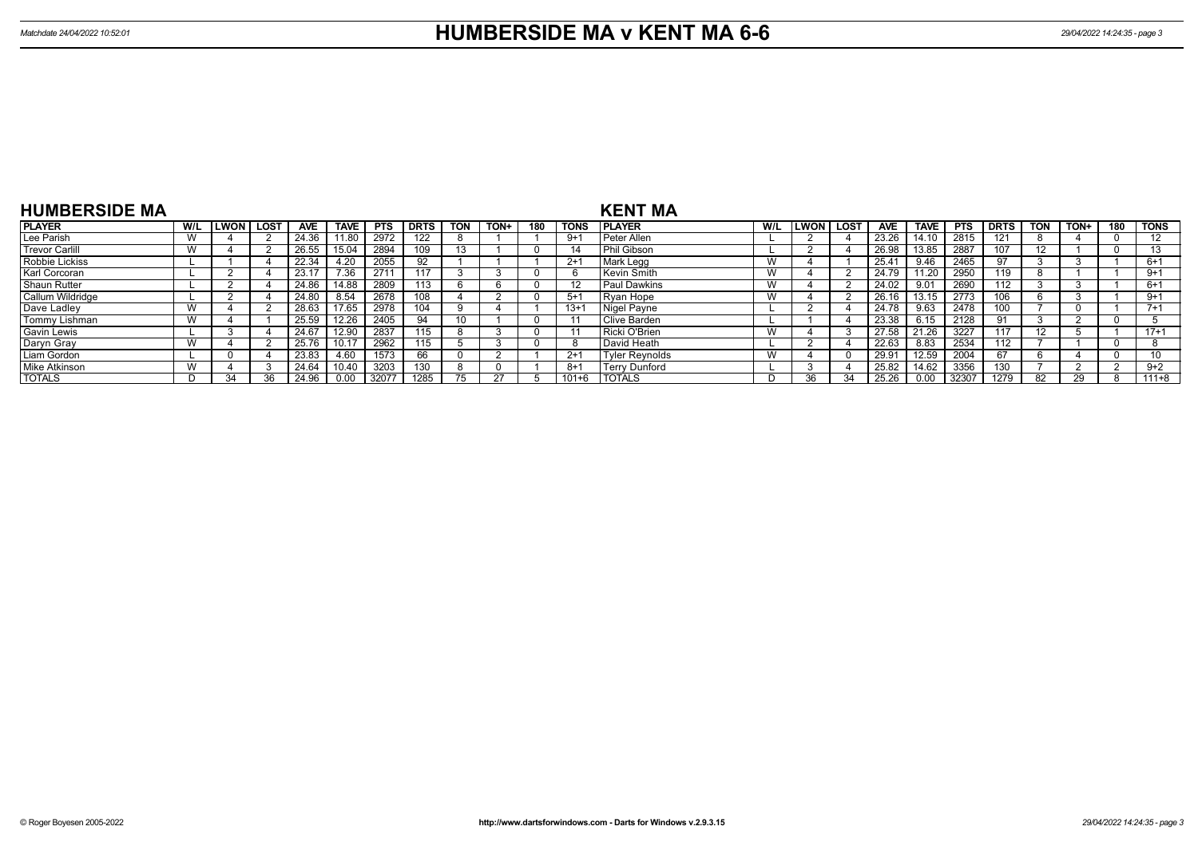# HUMBERSIDE MA v KENT MA 6-6

Matchdate 24/04/2022 10:52:01

## HUMBERSIDE MA

| PLAYER | W/L | LWON | LOST | AVE | TAVE | PTS | DRTS | TON | TON+ | 180 | TONS |
|---|---|---|---|---|---|---|---|---|---|---|---|
| Lee Parish | W | 4 | 2 | 24.36 | 11.80 | 2972 | 122 | 8 | 1 | 1 | 9+1 |
| Trevor Carlill | W | 4 | 2 | 26.55 | 15.04 | 2894 | 109 | 13 | 1 | 0 | 14 |
| Robbie Lickiss | L | 1 | 4 | 22.34 | 4.20 | 2055 | 92 | 1 | 1 | 1 | 2+1 |
| Karl Corcoran | L | 2 | 4 | 23.17 | 7.36 | 2711 | 117 | 3 | 3 | 0 | 6 |
| Shaun Rutter | L | 2 | 4 | 24.86 | 14.88 | 2809 | 113 | 6 | 6 | 0 | 12 |
| Callum Wildridge | L | 2 | 4 | 24.80 | 8.54 | 2678 | 108 | 4 | 2 | 0 | 5+1 |
| Dave Ladley | W | 4 | 2 | 28.63 | 17.65 | 2978 | 104 | 9 | 4 | 1 | 13+1 |
| Tommy Lishman | W | 4 | 1 | 25.59 | 12.26 | 2405 | 94 | 10 | 1 | 0 | 11 |
| Gavin Lewis | L | 3 | 4 | 24.67 | 12.90 | 2837 | 115 | 8 | 3 | 0 | 11 |
| Daryn Gray | W | 4 | 2 | 25.76 | 10.17 | 2962 | 115 | 5 | 3 | 0 | 8 |
| Liam Gordon | L | 0 | 4 | 23.83 | 4.60 | 1573 | 66 | 0 | 2 | 1 | 2+1 |
| Mike Atkinson | W | 4 | 3 | 24.64 | 10.40 | 3203 | 130 | 8 | 0 | 1 | 8+1 |
| TOTALS | D | 34 | 36 | 24.96 | 0.00 | 32077 | 1285 | 75 | 27 | 5 | 101+6 |

## KENT MA

| PLAYER | W/L | LWON | LOST | AVE | TAVE | PTS | DRTS | TON | TON+ | 180 | TONS |
|---|---|---|---|---|---|---|---|---|---|---|---|
| Peter Allen | L | 2 | 4 | 23.26 | 14.10 | 2815 | 121 | 8 | 4 | 0 | 12 |
| Phil Gibson | L | 2 | 4 | 26.98 | 13.85 | 2887 | 107 | 12 | 1 | 0 | 13 |
| Mark Legg | W | 4 | 1 | 25.41 | 9.46 | 2465 | 97 | 3 | 3 | 1 | 6+1 |
| Kevin Smith | W | 4 | 2 | 24.79 | 11.20 | 2950 | 119 | 8 | 1 | 1 | 9+1 |
| Paul Dawkins | W | 4 | 2 | 24.02 | 9.01 | 2690 | 112 | 3 | 3 | 1 | 6+1 |
| Ryan Hope | W | 4 | 2 | 26.16 | 13.15 | 2773 | 106 | 6 | 3 | 1 | 9+1 |
| Nigel Payne | L | 2 | 4 | 24.78 | 9.63 | 2478 | 100 | 7 | 0 | 1 | 7+1 |
| Clive Barden | L | 1 | 4 | 23.38 | 6.15 | 2128 | 91 | 3 | 2 | 0 | 5 |
| Ricki O'Brien | W | 4 | 3 | 27.58 | 21.26 | 3227 | 117 | 12 | 5 | 1 | 17+1 |
| David Heath | L | 2 | 4 | 22.63 | 8.83 | 2534 | 112 | 7 | 1 | 0 | 8 |
| Tyler Reynolds | W | 4 | 0 | 29.91 | 12.59 | 2004 | 67 | 6 | 4 | 0 | 10 |
| Terry Dunford | L | 3 | 4 | 25.82 | 14.62 | 3356 | 130 | 7 | 2 | 2 | 9+2 |
| TOTALS | D | 36 | 34 | 25.26 | 0.00 | 32307 | 1279 | 82 | 29 | 8 | 111+8 |